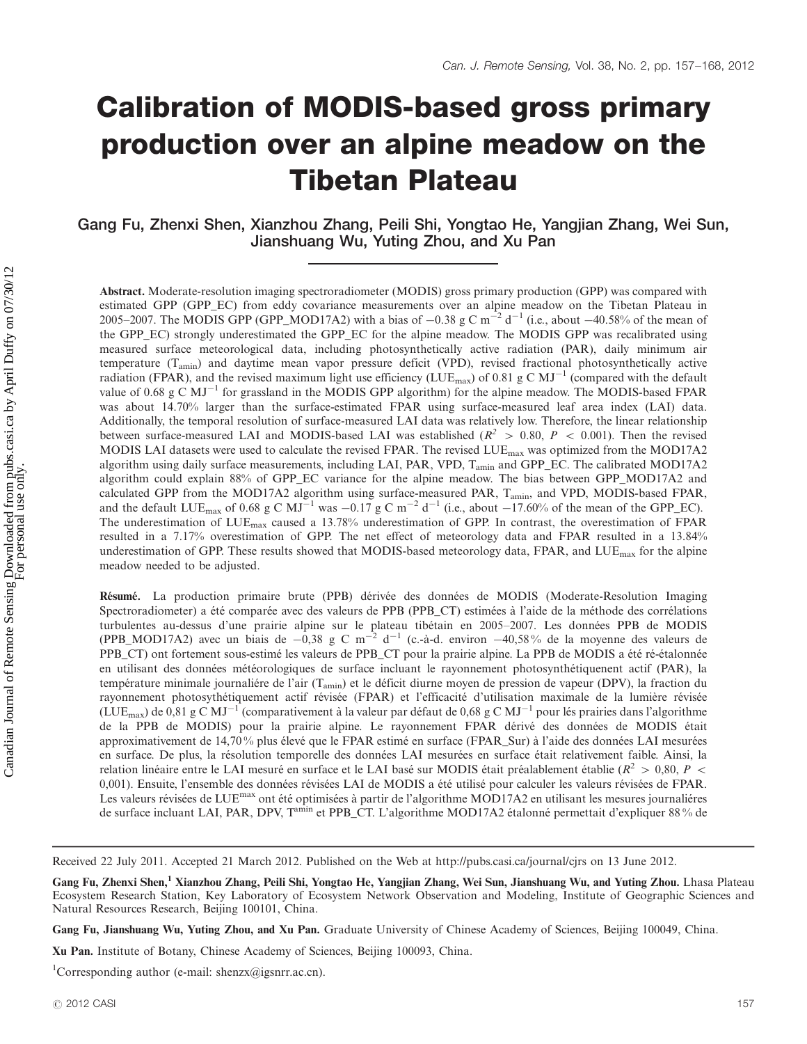# Calibration of MODIS-based gross primary production over an alpine meadow on the Tibetan Plateau

**Gang Fu, Zhenxi Shen, Xianzhou Zhang, Peili Shi, Yongtao He, Yangjian Zhang, Wei Sun, Jianshuang Wu, Yuting Zhou, and Xu Pan**

**Abstract.** Moderate-resolution imaging spectroradiometer (MODIS) gross primary production (GPP) was compared with estimated GPP (GPP_EC) from eddy covariance measurements over an alpine meadow on the Tibetan Plateau in 2005–2007. The MODIS GPP (GPP_MOD17A2) with a bias of −0.38 g C m$^{-2}$ d$^{-1}$ (i.e., about −40.58% of the mean of the GPP_EC) strongly underestimated the GPP_EC for the alpine meadow. The MODIS GPP was recalibrated using measured surface meteorological data, including photosynthetically active radiation (PAR), daily minimum air temperature ($T_{amin}$) and daytime mean vapor pressure deficit (VPD), revised fractional photosynthetically active radiation (FPAR), and the revised maximum light use efficiency ($LUE_{max}$) of 0.81 g C MJ$^{-1}$ (compared with the default value of 0.68 g C MJ$^{-1}$ for grassland in the MODIS GPP algorithm) for the alpine meadow. The MODIS-based FPAR was about 14.70% larger than the surface-estimated FPAR using surface-measured leaf area index (LAI) data. Additionally, the temporal resolution of surface-measured LAI data was relatively low. Therefore, the linear relationship between surface-measured LAI and MODIS-based LAI was established ($R^2 > 0.80$, $P < 0.001$). Then the revised MODIS LAI datasets were used to calculate the revised FPAR. The revised $LUE_{max}$ was optimized from the MOD17A2 algorithm using daily surface measurements, including LAI, PAR, VPD, $T_{amin}$ and GPP_EC. The calibrated MOD17A2 algorithm could explain 88% of GPP_EC variance for the alpine meadow. The bias between GPP_MOD17A2 and calculated GPP from the MOD17A2 algorithm using surface-measured PAR, $T_{amin}$, and VPD, MODIS-based FPAR, and the default $LUE_{max}$ of 0.68 g C MJ$^{-1}$ was −0.17 g C m$^{-2}$ d$^{-1}$ (i.e., about −17.60% of the mean of the GPP_EC). The underestimation of $LUE_{max}$ caused a 13.78% underestimation of GPP. In contrast, the overestimation of FPAR resulted in a 7.17% overestimation of GPP. The net effect of meteorology data and FPAR resulted in a 13.84% underestimation of GPP. These results showed that MODIS-based meteorology data, FPAR, and $LUE_{max}$ for the alpine meadow needed to be adjusted.

**Résumé.** La production primaire brute (PPB) dérivée des données de MODIS (Moderate-Resolution Imaging Spectroradiometer) a été comparée avec des valeurs de PPB (PPB_CT) estimées à l'aide de la méthode des corrélations turbulentes au-dessus d'une prairie alpine sur le plateau tibétain en 2005–2007. Les données PPB de MODIS (PPB_MOD17A2) avec un biais de −0,38 g C m$^{-2}$ d$^{-1}$ (c.-à-d. environ −40,58 % de la moyenne des valeurs de PPB_CT) ont fortement sous-estimé les valeurs de PPB_CT pour la prairie alpine. La PPB de MODIS a été ré-étalonnée en utilisant des données météorologiques de surface incluant le rayonnement photosynthétiquement actif (PAR), la température minimale journaliére de l'air ($T_{amin}$) et le déficit diurne moyen de pression de vapeur (DPV), la fraction du rayonnement photosythétiquement actif révisée (FPAR) et l'efficacité d'utilisation maximale de la lumière révisée ($LUE_{max}$) de 0,81 g C MJ$^{-1}$ (comparativement à la valeur par défaut de 0,68 g C MJ$^{-1}$ pour lés prairies dans l'algorithme de la PPB de MODIS) pour la prairie alpine. Le rayonnement FPAR dérivé des données de MODIS était approximativement de 14,70 % plus élevé que le FPAR estimé en surface (FPAR_Sur) à l'aide des données LAI mesurées en surface. De plus, la résolution temporelle des données LAI mesurées en surface était relativement faible. Ainsi, la relation linéaire entre le LAI mesuré en surface et le LAI basé sur MODIS était préalablement établie ($R^2 > 0,80$, $P < 0,001$). Ensuite, l'ensemble des données révisées LAI de MODIS a été utilisé pour calculer les valeurs révisées de FPAR. Les valeurs révisées de $LUE^{max}$ ont été optimisées à partir de l'algorithme MOD17A2 en utilisant les mesures journaliéres de surface incluant LAI, PAR, DPV, $T^{amin}$ et PPB_CT. L'algorithme MOD17A2 étalonné permettait d'expliquer 88 % de

Received 22 July 2011. Accepted 21 March 2012. Published on the Web at http://pubs.casi.ca/journal/cjrs on 13 June 2012.

**Gang Fu, Zhenxi Shen,[1] Xianzhou Zhang, Peili Shi, Yongtao He, Yangjian Zhang, Wei Sun, Jianshuang Wu, and Yuting Zhou.** Lhasa Plateau Ecosystem Research Station, Key Laboratory of Ecosystem Network Observation and Modeling, Institute of Geographic Sciences and Natural Resources Research, Beijing 100101, China.

**Gang Fu, Jianshuang Wu, Yuting Zhou, and Xu Pan.** Graduate University of Chinese Academy of Sciences, Beijing 100049, China.

**Xu Pan.** Institute of Botany, Chinese Academy of Sciences, Beijing 100093, China.

[1]Corresponding author (e-mail: shenzx@igsnrr.ac.cn).

© 2012 CASI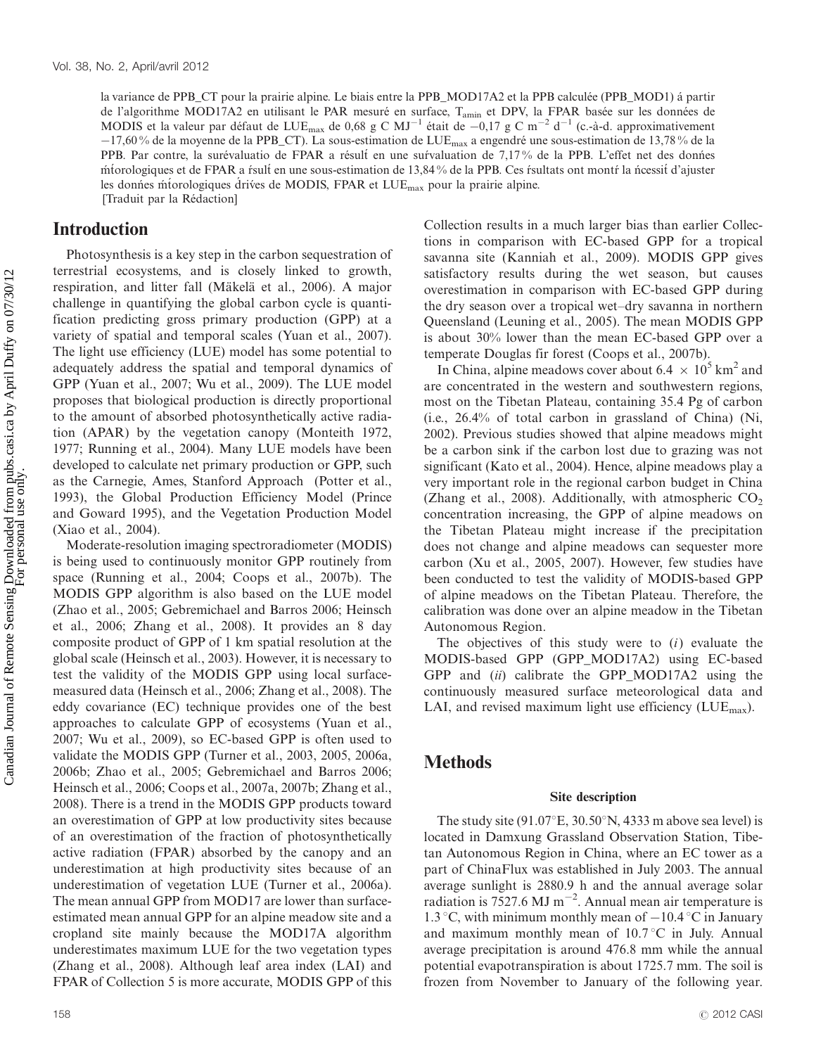la variance de PPB_CT pour la prairie alpine. Le biais entre la PPB_MOD17A2 et la PPB calculée (PPB_MOD1) á partir de l'algorithme MOD17A2 en utilisant le PAR mesuré en surface, $T_{amin}$ et DPV, la FPAR basée sur les données de MODIS et la valeur par défaut de $LUE_{max}$ de 0,68 g C $MJ^{-1}$ était de $-0,17$ g C $m^{-2}$ $d^{-1}$ (c.-à-d. approximativement $-17,60$ % de la moyenne de la PPB_CT). La sous-estimation de $LUE_{max}$ a engendré une sous-estimation de 13,78 % de la PPB. Par contre, la surévaluatio de FPAR a résulť en une suŕvaluation de 7,17 % de la PPB. L'effet net des donńes ḿťorologiques et de FPAR a ŕsulť en une sous-estimation de 13,84 % de la PPB. Ces ŕsultats ont montŕ la ńcessiť d'ajuster les donńes ḿťorologiques d́riv́es de MODIS, FPAR et $LUE_{max}$ pour la prairie alpine.
[Traduit par la Rédaction]

## Introduction

Photosynthesis is a key step in the carbon sequestration of terrestrial ecosystems, and is closely linked to growth, respiration, and litter fall (Mäkelä et al., 2006). A major challenge in quantifying the global carbon cycle is quantification predicting gross primary production (GPP) at a variety of spatial and temporal scales (Yuan et al., 2007). The light use efficiency (LUE) model has some potential to adequately address the spatial and temporal dynamics of GPP (Yuan et al., 2007; Wu et al., 2009). The LUE model proposes that biological production is directly proportional to the amount of absorbed photosynthetically active radiation (APAR) by the vegetation canopy (Monteith 1972, 1977; Running et al., 2004). Many LUE models have been developed to calculate net primary production or GPP, such as the Carnegie, Ames, Stanford Approach (Potter et al., 1993), the Global Production Efficiency Model (Prince and Goward 1995), and the Vegetation Production Model (Xiao et al., 2004).

Moderate-resolution imaging spectroradiometer (MODIS) is being used to continuously monitor GPP routinely from space (Running et al., 2004; Coops et al., 2007b). The MODIS GPP algorithm is also based on the LUE model (Zhao et al., 2005; Gebremichael and Barros 2006; Heinsch et al., 2006; Zhang et al., 2008). It provides an 8 day composite product of GPP of 1 km spatial resolution at the global scale (Heinsch et al., 2003). However, it is necessary to test the validity of the MODIS GPP using local surface-measured data (Heinsch et al., 2006; Zhang et al., 2008). The eddy covariance (EC) technique provides one of the best approaches to calculate GPP of ecosystems (Yuan et al., 2007; Wu et al., 2009), so EC-based GPP is often used to validate the MODIS GPP (Turner et al., 2003, 2005, 2006a, 2006b; Zhao et al., 2005; Gebremichael and Barros 2006; Heinsch et al., 2006; Coops et al., 2007a, 2007b; Zhang et al., 2008). There is a trend in the MODIS GPP products toward an overestimation of GPP at low productivity sites because of an overestimation of the fraction of photosynthetically active radiation (FPAR) absorbed by the canopy and an underestimation at high productivity sites because of an underestimation of vegetation LUE (Turner et al., 2006a). The mean annual GPP from MOD17 are lower than surface-estimated mean annual GPP for an alpine meadow site and a cropland site mainly because the MOD17A algorithm underestimates maximum LUE for the two vegetation types (Zhang et al., 2008). Although leaf area index (LAI) and FPAR of Collection 5 is more accurate, MODIS GPP of this Collection results in a much larger bias than earlier Collections in comparison with EC-based GPP for a tropical savanna site (Kanniah et al., 2009). MODIS GPP gives satisfactory results during the wet season, but causes overestimation in comparison with EC-based GPP during the dry season over a tropical wet–dry savanna in northern Queensland (Leuning et al., 2005). The mean MODIS GPP is about 30% lower than the mean EC-based GPP over a temperate Douglas fir forest (Coops et al., 2007b).

In China, alpine meadows cover about $6.4 \times 10^5$ $km^2$ and are concentrated in the western and southwestern regions, most on the Tibetan Plateau, containing 35.4 Pg of carbon (i.e., 26.4% of total carbon in grassland of China) (Ni, 2002). Previous studies showed that alpine meadows might be a carbon sink if the carbon lost due to grazing was not significant (Kato et al., 2004). Hence, alpine meadows play a very important role in the regional carbon budget in China (Zhang et al., 2008). Additionally, with atmospheric $CO_2$ concentration increasing, the GPP of alpine meadows on the Tibetan Plateau might increase if the precipitation does not change and alpine meadows can sequester more carbon (Xu et al., 2005, 2007). However, few studies have been conducted to test the validity of MODIS-based GPP of alpine meadows on the Tibetan Plateau. Therefore, the calibration was done over an alpine meadow in the Tibetan Autonomous Region.

The objectives of this study were to (*i*) evaluate the MODIS-based GPP (GPP_MOD17A2) using EC-based GPP and (*ii*) calibrate the GPP_MOD17A2 using the continuously measured surface meteorological data and LAI, and revised maximum light use efficiency ($LUE_{max}$).

## Methods

### Site description

The study site (91.07°E, 30.50°N, 4333 m above sea level) is located in Damxung Grassland Observation Station, Tibetan Autonomous Region in China, where an EC tower as a part of ChinaFlux was established in July 2003. The annual average sunlight is 2880.9 h and the annual average solar radiation is 7527.6 MJ $m^{-2}$. Annual mean air temperature is 1.3 °C, with minimum monthly mean of $-10.4$ °C in January and maximum monthly mean of 10.7 °C in July. Annual average precipitation is around 476.8 mm while the annual potential evapotranspiration is about 1725.7 mm. The soil is frozen from November to January of the following year.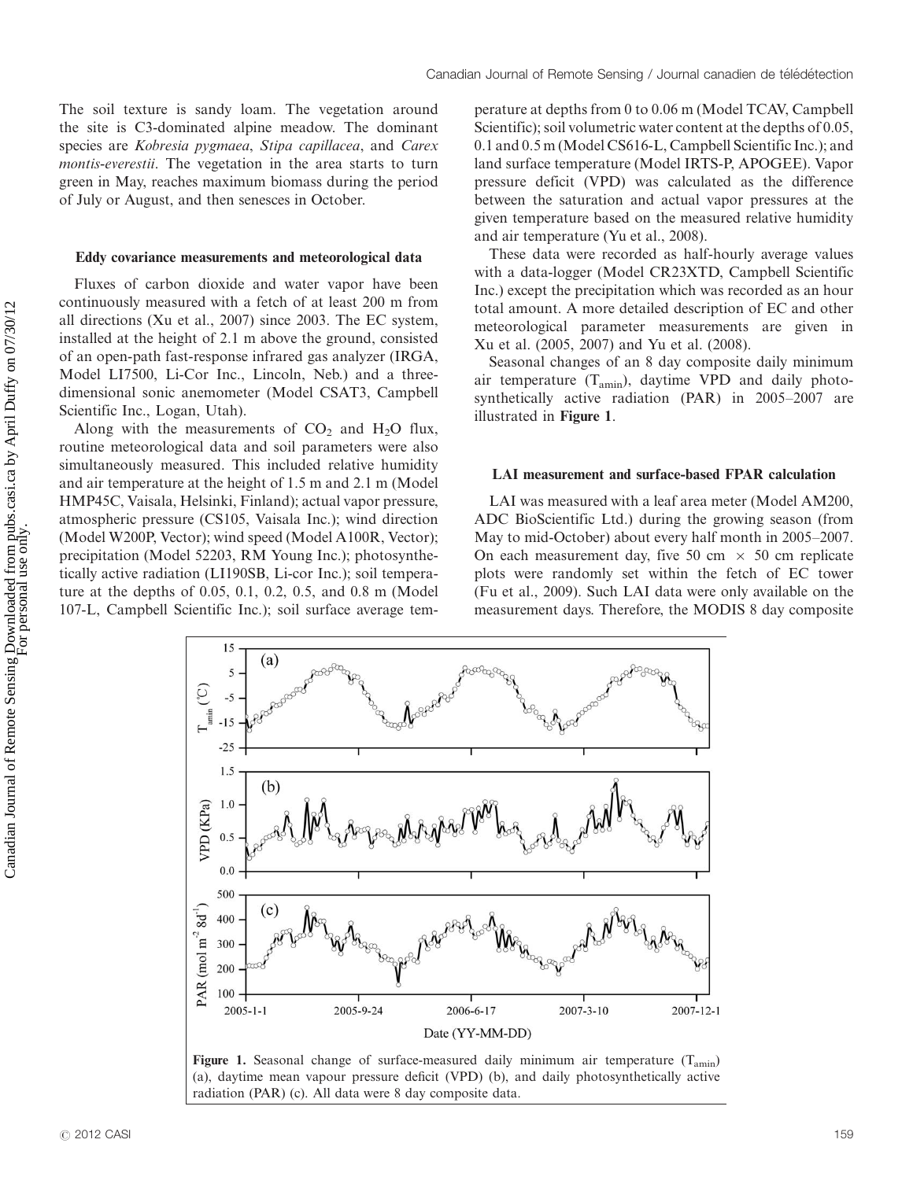The soil texture is sandy loam. The vegetation around the site is C3-dominated alpine meadow. The dominant species are *Kobresia pygmaea*, *Stipa capillacea*, and *Carex montis-everestii*. The vegetation in the area starts to turn green in May, reaches maximum biomass during the period of July or August, and then senesces in October.

### Eddy covariance measurements and meteorological data

Fluxes of carbon dioxide and water vapor have been continuously measured with a fetch of at least 200 m from all directions (Xu et al., 2007) since 2003. The EC system, installed at the height of 2.1 m above the ground, consisted of an open-path fast-response infrared gas analyzer (IRGA, Model LI7500, Li-Cor Inc., Lincoln, Neb.) and a three-dimensional sonic anemometer (Model CSAT3, Campbell Scientific Inc., Logan, Utah).

Along with the measurements of $CO_2$ and $H_2O$ flux, routine meteorological data and soil parameters were also simultaneously measured. This included relative humidity and air temperature at the height of 1.5 m and 2.1 m (Model HMP45C, Vaisala, Helsinki, Finland); actual vapor pressure, atmospheric pressure (CS105, Vaisala Inc.); wind direction (Model W200P, Vector); wind speed (Model A100R, Vector); precipitation (Model 52203, RM Young Inc.); photosynthetically active radiation (LI190SB, Li-cor Inc.); soil temperature at the depths of 0.05, 0.1, 0.2, 0.5, and 0.8 m (Model 107-L, Campbell Scientific Inc.); soil surface average temperature at depths from 0 to 0.06 m (Model TCAV, Campbell Scientific); soil volumetric water content at the depths of 0.05, 0.1 and 0.5 m (Model CS616-L, Campbell Scientific Inc.); and land surface temperature (Model IRTS-P, APOGEE). Vapor pressure deficit (VPD) was calculated as the difference between the saturation and actual vapor pressures at the given temperature based on the measured relative humidity and air temperature (Yu et al., 2008).

These data were recorded as half-hourly average values with a data-logger (Model CR23XTD, Campbell Scientific Inc.) except the precipitation which was recorded as an hour total amount. A more detailed description of EC and other meteorological parameter measurements are given in Xu et al. (2005, 2007) and Yu et al. (2008).

Seasonal changes of an 8 day composite daily minimum air temperature ($T_{amin}$), daytime VPD and daily photosynthetically active radiation (PAR) in 2005–2007 are illustrated in **Figure 1**.

### LAI measurement and surface-based FPAR calculation

LAI was measured with a leaf area meter (Model AM200, ADC BioScientific Ltd.) during the growing season (from May to mid-October) about every half month in 2005–2007. On each measurement day, five 50 cm × 50 cm replicate plots were randomly set within the fetch of EC tower (Fu et al., 2009). Such LAI data were only available on the measurement days. Therefore, the MODIS 8 day composite

**Figure 1.** Seasonal change of surface-measured daily minimum air temperature ($T_{amin}$) (a), daytime mean vapour pressure deficit (VPD) (b), and daily photosynthetically active radiation (PAR) (c). All data were 8 day composite data.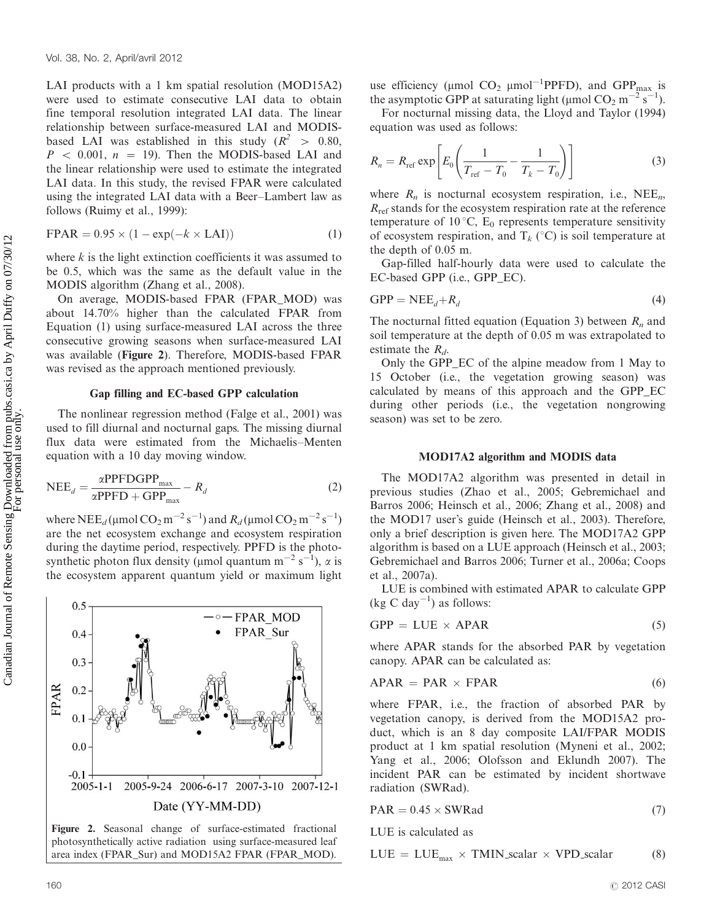LAI products with a 1 km spatial resolution (MOD15A2) were used to estimate consecutive LAI data to obtain fine temporal resolution integrated LAI data. The linear relationship between surface-measured LAI and MODIS-based LAI was established in this study ($R^2 > 0.80$, $P < 0.001$, $n = 19$). Then the MODIS-based LAI and the linear relationship were used to estimate the integrated LAI data. In this study, the revised FPAR were calculated using the integrated LAI data with a Beer–Lambert law as follows (Ruimy et al., 1999):

$$\mathrm{FPAR} = 0.95 \times (1 - \exp(-k \times \mathrm{LAI})) \tag{1}$$

where $k$ is the light extinction coefficients it was assumed to be 0.5, which was the same as the default value in the MODIS algorithm (Zhang et al., 2008).

On average, MODIS-based FPAR (FPAR_MOD) was about 14.70% higher than the calculated FPAR from Equation (1) using surface-measured LAI across the three consecutive growing seasons when surface-measured LAI was available (**Figure 2**). Therefore, MODIS-based FPAR was revised as the approach mentioned previously.

Figure 2. Seasonal change of surface-estimated fractional photosynthetically active radiation using surface-measured leaf area index (FPAR_Sur) and MOD15A2 FPAR (FPAR_MOD).

### Gap filling and EC-based GPP calculation

The nonlinear regression method (Falge et al., 2001) was used to fill diurnal and nocturnal gaps. The missing diurnal flux data were estimated from the Michaelis–Menten equation with a 10 day moving window.

$$\mathrm{NEE}_d = \frac{\alpha \mathrm{PPFD}\,\mathrm{GPP}_{\max}}{\alpha \mathrm{PPFD} + \mathrm{GPP}_{\max}} - R_d \tag{2}$$

where $\mathrm{NEE}_d$ ($\mu$mol $CO_2$ m$^{-2}$ s$^{-1}$) and $R_d$ ($\mu$mol $CO_2$ m$^{-2}$ s$^{-1}$) are the net ecosystem exchange and ecosystem respiration during the daytime period, respectively. PPFD is the photosynthetic photon flux density ($\mu$mol quantum m$^{-2}$ s$^{-1}$), $\alpha$ is the ecosystem apparent quantum yield or maximum light use efficiency ($\mu$mol $CO_2$ $\mu$mol$^{-1}$PPFD), and $\mathrm{GPP}_{\max}$ is the asymptotic GPP at saturating light ($\mu$mol $CO_2$ m$^{-2}$ s$^{-1}$).

For nocturnal missing data, the Lloyd and Taylor (1994) equation was used as follows:

$$R_n = R_{\mathrm{ref}} \exp\left[E_0\left(\frac{1}{T_{\mathrm{ref}} - T_0} - \frac{1}{T_k - T_0}\right)\right] \tag{3}$$

where $R_n$ is nocturnal ecosystem respiration, i.e., $\mathrm{NEE}_n$, $R_{\mathrm{ref}}$ stands for the ecosystem respiration rate at the reference temperature of 10 °C, $E_0$ represents temperature sensitivity of ecosystem respiration, and $T_k$ (°C) is soil temperature at the depth of 0.05 m.

Gap-filled half-hourly data were used to calculate the EC-based GPP (i.e., GPP_EC).

$$\mathrm{GPP} = \mathrm{NEE}_d + R_d \tag{4}$$

The nocturnal fitted equation (Equation 3) between $R_n$ and soil temperature at the depth of 0.05 m was extrapolated to estimate the $R_d$.

Only the GPP_EC of the alpine meadow from 1 May to 15 October (i.e., the vegetation growing season) was calculated by means of this approach and the GPP_EC during other periods (i.e., the vegetation nongrowing season) was set to be zero.

### MOD17A2 algorithm and MODIS data

The MOD17A2 algorithm was presented in detail in previous studies (Zhao et al., 2005; Gebremichael and Barros 2006; Heinsch et al., 2006; Zhang et al., 2008) and the MOD17 user's guide (Heinsch et al., 2003). Therefore, only a brief description is given here. The MOD17A2 GPP algorithm is based on a LUE approach (Heinsch et al., 2003; Gebremichael and Barros 2006; Turner et al., 2006a; Coops et al., 2007a).

LUE is combined with estimated APAR to calculate GPP (kg C day$^{-1}$) as follows:

$$\mathrm{GPP} = \mathrm{LUE} \times \mathrm{APAR} \tag{5}$$

where APAR stands for the absorbed PAR by vegetation canopy. APAR can be calculated as:

$$\mathrm{APAR} = \mathrm{PAR} \times \mathrm{FPAR} \tag{6}$$

where FPAR, i.e., the fraction of absorbed PAR by vegetation canopy, is derived from the MOD15A2 product, which is an 8 day composite LAI/FPAR MODIS product at 1 km spatial resolution (Myneni et al., 2002; Yang et al., 2006; Olofsson and Eklundh 2007). The incident PAR can be estimated by incident shortwave radiation (SWRad).

$$\mathrm{PAR} = 0.45 \times \mathrm{SWRad} \tag{7}$$

LUE is calculated as

$$\mathrm{LUE} = \mathrm{LUE}_{\max} \times \mathrm{TMIN\_scalar} \times \mathrm{VPD\_scalar} \tag{8}$$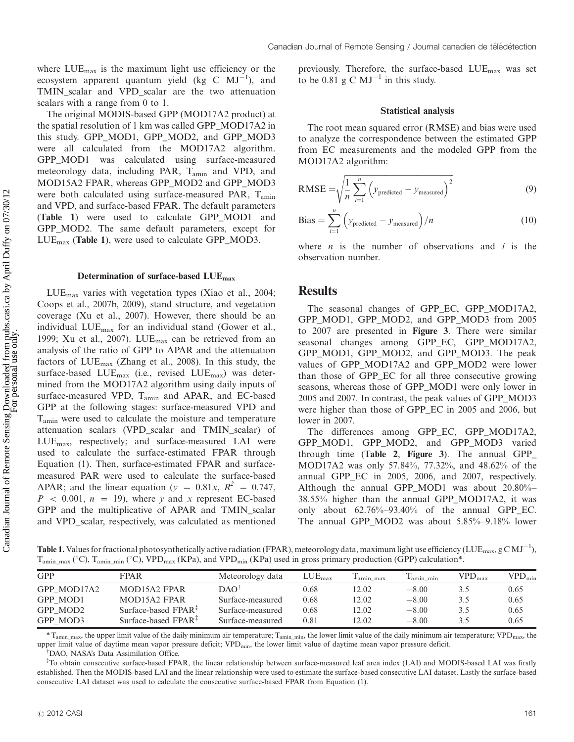where $LUE_{max}$ is the maximum light use efficiency or the ecosystem apparent quantum yield (kg C $MJ^{-1}$), and TMIN_scalar and VPD_scalar are the two attenuation scalars with a range from 0 to 1.

The original MODIS-based GPP (MOD17A2 product) at the spatial resolution of 1 km was called GPP_MOD17A2 in this study. GPP_MOD1, GPP_MOD2, and GPP_MOD3 were all calculated from the MOD17A2 algorithm. GPP_MOD1 was calculated using surface-measured meteorology data, including PAR, $T_{amin}$ and VPD, and MOD15A2 FPAR, whereas GPP_MOD2 and GPP_MOD3 were both calculated using surface-measured PAR, $T_{amin}$ and VPD, and surface-based FPAR. The default parameters (**Table 1**) were used to calculate GPP_MOD1 and GPP_MOD2. The same default parameters, except for $LUE_{max}$ (**Table 1**), were used to calculate GPP_MOD3.

### Determination of surface-based $LUE_{max}$

$LUE_{max}$ varies with vegetation types (Xiao et al., 2004; Coops et al., 2007b, 2009), stand structure, and vegetation coverage (Xu et al., 2007). However, there should be an individual $LUE_{max}$ for an individual stand (Gower et al., 1999; Xu et al., 2007). $LUE_{max}$ can be retrieved from an analysis of the ratio of GPP to APAR and the attenuation factors of $LUE_{max}$ (Zhang et al., 2008). In this study, the surface-based $LUE_{max}$ (i.e., revised $LUE_{max}$) was determined from the MOD17A2 algorithm using daily inputs of surface-measured VPD, $T_{amin}$ and APAR, and EC-based GPP at the following stages: surface-measured VPD and $T_{amin}$ were used to calculate the moisture and temperature attenuation scalars (VPD_scalar and TMIN_scalar) of $LUE_{max}$, respectively; and surface-measured LAI were used to calculate the surface-estimated FPAR through Equation (1). Then, surface-estimated FPAR and surface-measured PAR were used to calculate the surface-based APAR; and the linear equation ($y = 0.81x$, $R^2 = 0.747$, $P < 0.001$, $n = 19$), where $y$ and $x$ represent EC-based GPP and the multiplicative of APAR and TMIN_scalar and VPD_scalar, respectively, was calculated as mentioned previously. Therefore, the surface-based $LUE_{max}$ was set to be 0.81 g C $MJ^{-1}$ in this study.

### Statistical analysis

The root mean squared error (RMSE) and bias were used to analyze the correspondence between the estimated GPP from EC measurements and the modeled GPP from the MOD17A2 algorithm:

$$\mathrm{RMSE} = \sqrt{\frac{1}{n}\sum_{i=1}^{n}\left(y_{\mathrm{predicted}} - y_{\mathrm{measured}}\right)^2} \tag{9}$$

$$\mathrm{Bias} = \sum_{i=1}^{n}\left(y_{\mathrm{predicted}} - y_{\mathrm{measured}}\right)/n \tag{10}$$

where $n$ is the number of observations and $i$ is the observation number.

## Results

The seasonal changes of GPP_EC, GPP_MOD17A2, GPP_MOD1, GPP_MOD2, and GPP_MOD3 from 2005 to 2007 are presented in **Figure 3**. There were similar seasonal changes among GPP_EC, GPP_MOD17A2, GPP_MOD1, GPP_MOD2, and GPP_MOD3. The peak values of GPP_MOD17A2 and GPP_MOD2 were lower than those of GPP_EC for all three consecutive growing seasons, whereas those of GPP_MOD1 were only lower in 2005 and 2007. In contrast, the peak values of GPP_MOD3 were higher than those of GPP_EC in 2005 and 2006, but lower in 2007.

The differences among GPP_EC, GPP_MOD17A2, GPP_MOD1, GPP_MOD2, and GPP_MOD3 varied through time (**Table 2**, **Figure 3**). The annual GPP_MOD17A2 was only 57.84%, 77.32%, and 48.62% of the annual GPP_EC in 2005, 2006, and 2007, respectively. Although the annual GPP_MOD1 was about 20.80%–38.55% higher than the annual GPP_MOD17A2, it was only about 62.76%–93.40% of the annual GPP_EC. The annual GPP_MOD2 was about 5.85%–9.18% lower

**Table 1.** Values for fractional photosynthetically active radiation (FPAR), meteorology data, maximum light use efficiency ($LUE_{max}$, g C $MJ^{-1}$), $T_{amin\_max}$ (°C), $T_{amin\_min}$ (°C), $VPD_{max}$ (KPa), and $VPD_{min}$ (KPa) used in gross primary production (GPP) calculation*.

| GPP | FPAR | Meteorology data | $LUE_{max}$ | $T_{amin\_max}$ | $T_{amin\_min}$ | $VPD_{max}$ | $VPD_{min}$ |
|---|---|---|---|---|---|---|---|
| GPP_MOD17A2 | MOD15A2 FPAR | DAO[†] | 0.68 | 12.02 | −8.00 | 3.5 | 0.65 |
| GPP_MOD1 | MOD15A2 FPAR | Surface-measured | 0.68 | 12.02 | −8.00 | 3.5 | 0.65 |
| GPP_MOD2 | Surface-based FPAR[‡] | Surface-measured | 0.68 | 12.02 | −8.00 | 3.5 | 0.65 |
| GPP_MOD3 | Surface-based FPAR[‡] | Surface-measured | 0.81 | 12.02 | −8.00 | 3.5 | 0.65 |

* $T_{amin\_max}$, the upper limit value of the daily minimum air temperature; $T_{amin\_min}$, the lower limit value of the daily minimum air temperature; $VPD_{max}$, the upper limit value of daytime mean vapor pressure deficit; $VPD_{min}$, the lower limit value of daytime mean vapor pressure deficit.

[†]DAO, NASA's Data Assimilation Office.

[‡]To obtain consecutive surface-based FPAR, the linear relationship between surface-measured leaf area index (LAI) and MODIS-based LAI was firstly established. Then the MODIS-based LAI and the linear relationship were used to estimate the surface-based consecutive LAI dataset. Lastly the surface-based consecutive LAI dataset was used to calculate the consecutive surface-based FPAR from Equation (1).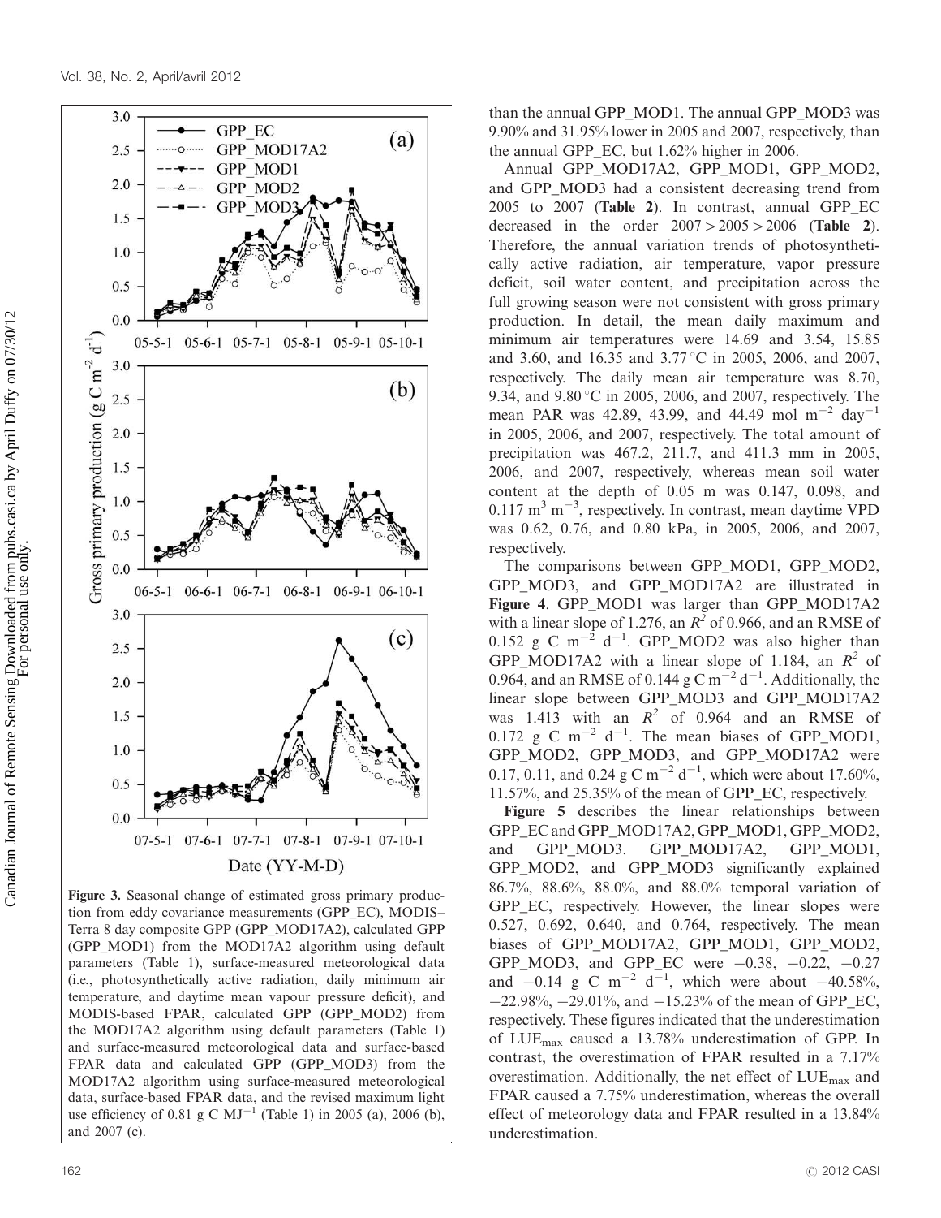Figure 3. Seasonal change of estimated gross primary production from eddy covariance measurements (GPP_EC), MODIS–Terra 8 day composite GPP (GPP_MOD17A2), calculated GPP (GPP_MOD1) from the MOD17A2 algorithm using default parameters (Table 1), surface-measured meteorological data (i.e., photosynthetically active radiation, daily minimum air temperature, and daytime mean vapour pressure deficit), and MODIS-based FPAR, calculated GPP (GPP_MOD2) from the MOD17A2 algorithm using default parameters (Table 1) and surface-measured meteorological data and surface-based FPAR data and calculated GPP (GPP_MOD3) from the MOD17A2 algorithm using surface-measured meteorological data, surface-based FPAR data, and the revised maximum light use efficiency of 0.81 g C $MJ^{-1}$ (Table 1) in 2005 (a), 2006 (b), and 2007 (c).

than the annual GPP_MOD1. The annual GPP_MOD3 was 9.90% and 31.95% lower in 2005 and 2007, respectively, than the annual GPP_EC, but 1.62% higher in 2006.

Annual GPP_MOD17A2, GPP_MOD1, GPP_MOD2, and GPP_MOD3 had a consistent decreasing trend from 2005 to 2007 (**Table 2**). In contrast, annual GPP_EC decreased in the order $2007 > 2005 > 2006$ (**Table 2**). Therefore, the annual variation trends of photosynthetically active radiation, air temperature, vapor pressure deficit, soil water content, and precipitation across the full growing season were not consistent with gross primary production. In detail, the mean daily maximum and minimum air temperatures were 14.69 and 3.54, 15.85 and 3.60, and 16.35 and 3.77 °C in 2005, 2006, and 2007, respectively. The daily mean air temperature was 8.70, 9.34, and 9.80 °C in 2005, 2006, and 2007, respectively. The mean PAR was 42.89, 43.99, and 44.49 mol $m^{-2}$ $day^{-1}$ in 2005, 2006, and 2007, respectively. The total amount of precipitation was 467.2, 211.7, and 411.3 mm in 2005, 2006, and 2007, respectively, whereas mean soil water content at the depth of 0.05 m was 0.147, 0.098, and 0.117 $m^3$ $m^{-3}$, respectively. In contrast, mean daytime VPD was 0.62, 0.76, and 0.80 kPa, in 2005, 2006, and 2007, respectively.

The comparisons between GPP_MOD1, GPP_MOD2, GPP_MOD3, and GPP_MOD17A2 are illustrated in **Figure 4**. GPP_MOD1 was larger than GPP_MOD17A2 with a linear slope of 1.276, an $R^2$ of 0.966, and an RMSE of 0.152 g C $m^{-2}$ $d^{-1}$. GPP_MOD2 was also higher than GPP_MOD17A2 with a linear slope of 1.184, an $R^2$ of 0.964, and an RMSE of 0.144 g C $m^{-2}$ $d^{-1}$. Additionally, the linear slope between GPP_MOD3 and GPP_MOD17A2 was 1.413 with an $R^2$ of 0.964 and an RMSE of 0.172 g C $m^{-2}$ $d^{-1}$. The mean biases of GPP_MOD1, GPP_MOD2, GPP_MOD3, and GPP_MOD17A2 were 0.17, 0.11, and 0.24 g C $m^{-2}$ $d^{-1}$, which were about 17.60%, 11.57%, and 25.35% of the mean of GPP_EC, respectively.

**Figure 5** describes the linear relationships between GPP_EC and GPP_MOD17A2, GPP_MOD1, GPP_MOD2, and GPP_MOD3. GPP_MOD17A2, GPP_MOD1, GPP_MOD2, and GPP_MOD3 significantly explained 86.7%, 88.6%, 88.0%, and 88.0% temporal variation of GPP_EC, respectively. However, the linear slopes were 0.527, 0.692, 0.640, and 0.764, respectively. The mean biases of GPP_MOD17A2, GPP_MOD1, GPP_MOD2, GPP_MOD3, and GPP_EC were −0.38, −0.22, −0.27 and −0.14 g C $m^{-2}$ $d^{-1}$, which were about −40.58%, −22.98%, −29.01%, and −15.23% of the mean of GPP_EC, respectively. These figures indicated that the underestimation of $LUE_{max}$ caused a 13.78% underestimation of GPP. In contrast, the overestimation of FPAR resulted in a 7.17% overestimation. Additionally, the net effect of $LUE_{max}$ and FPAR caused a 7.75% underestimation, whereas the overall effect of meteorology data and FPAR resulted in a 13.84% underestimation.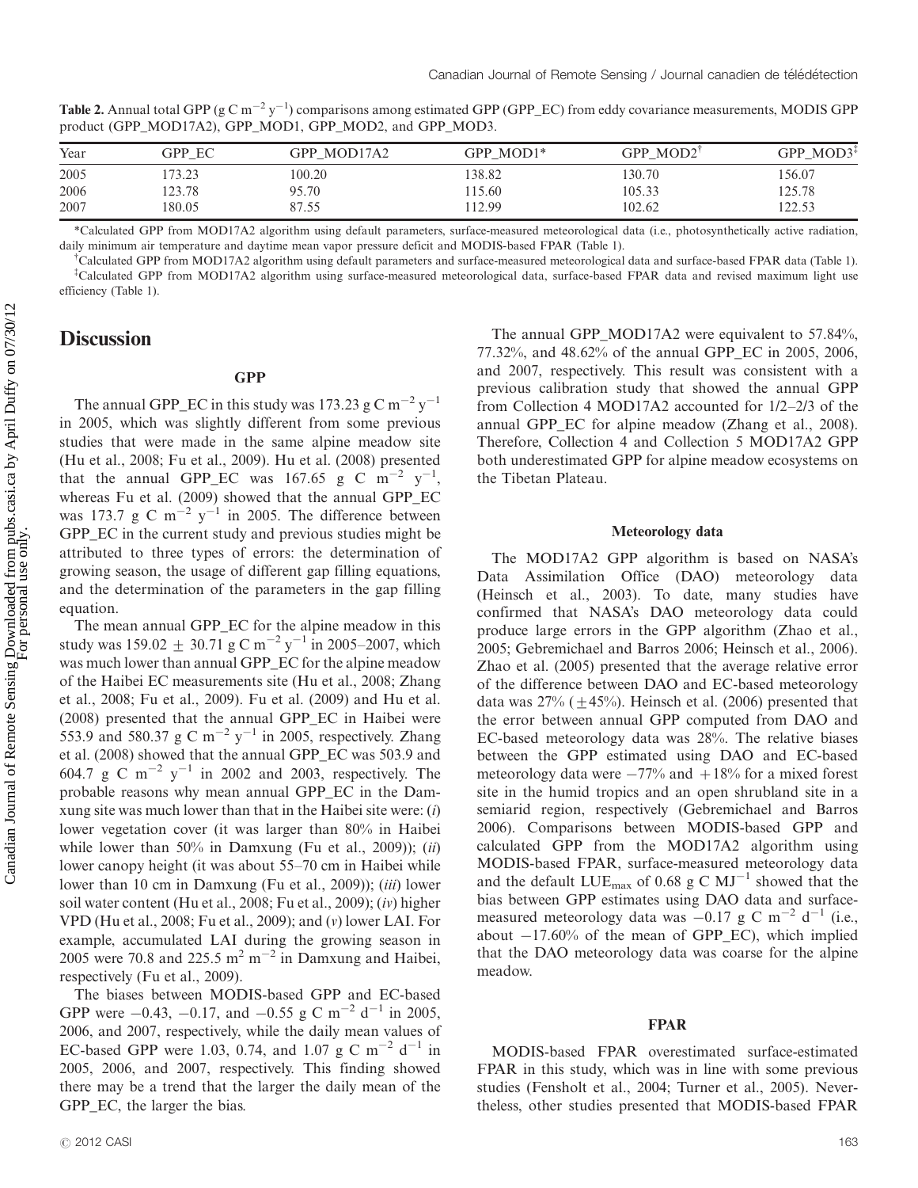**Table 2.** Annual total GPP (g C $m^{-2}$ $y^{-1}$) comparisons among estimated GPP (GPP_EC) from eddy covariance measurements, MODIS GPP product (GPP_MOD17A2), GPP_MOD1, GPP_MOD2, and GPP_MOD3.

| Year | GPP_EC | GPP_MOD17A2 | GPP_MOD1* | GPP_MOD2† | GPP_MOD3‡ |
|---|---|---|---|---|---|
| 2005 | 173.23 | 100.20 | 138.82 | 130.70 | 156.07 |
| 2006 | 123.78 | 95.70 | 115.60 | 105.33 | 125.78 |
| 2007 | 180.05 | 87.55 | 112.99 | 102.62 | 122.53 |

*Calculated GPP from MOD17A2 algorithm using default parameters, surface-measured meteorological data (i.e., photosynthetically active radiation, daily minimum air temperature and daytime mean vapor pressure deficit and MODIS-based FPAR (Table 1).

†Calculated GPP from MOD17A2 algorithm using default parameters and surface-measured meteorological data and surface-based FPAR data (Table 1).

‡Calculated GPP from MOD17A2 algorithm using surface-measured meteorological data, surface-based FPAR data and revised maximum light use efficiency (Table 1).

## Discussion

### GPP

The annual GPP_EC in this study was 173.23 g C $m^{-2}$ $y^{-1}$ in 2005, which was slightly different from some previous studies that were made in the same alpine meadow site (Hu et al., 2008; Fu et al., 2009). Hu et al. (2008) presented that the annual GPP_EC was 167.65 g C $m^{-2}$ $y^{-1}$, whereas Fu et al. (2009) showed that the annual GPP_EC was 173.7 g C $m^{-2}$ $y^{-1}$ in 2005. The difference between GPP_EC in the current study and previous studies might be attributed to three types of errors: the determination of growing season, the usage of different gap filling equations, and the determination of the parameters in the gap filling equation.

The mean annual GPP_EC for the alpine meadow in this study was 159.02 $\pm$ 30.71 g C $m^{-2}$ $y^{-1}$ in 2005–2007, which was much lower than annual GPP_EC for the alpine meadow of the Haibei EC measurements site (Hu et al., 2008; Zhang et al., 2008; Fu et al., 2009). Fu et al. (2009) and Hu et al. (2008) presented that the annual GPP_EC in Haibei were 553.9 and 580.37 g C $m^{-2}$ $y^{-1}$ in 2005, respectively. Zhang et al. (2008) showed that the annual GPP_EC was 503.9 and 604.7 g C $m^{-2}$ $y^{-1}$ in 2002 and 2003, respectively. The probable reasons why mean annual GPP_EC in the Damxung site was much lower than that in the Haibei site were: (*i*) lower vegetation cover (it was larger than 80% in Haibei while lower than 50% in Damxung (Fu et al., 2009)); (*ii*) lower canopy height (it was about 55–70 cm in Haibei while lower than 10 cm in Damxung (Fu et al., 2009)); (*iii*) lower soil water content (Hu et al., 2008; Fu et al., 2009); (*iv*) higher VPD (Hu et al., 2008; Fu et al., 2009); and (*v*) lower LAI. For example, accumulated LAI during the growing season in 2005 were 70.8 and 225.5 $m^2$ $m^{-2}$ in Damxung and Haibei, respectively (Fu et al., 2009).

The biases between MODIS-based GPP and EC-based GPP were −0.43, −0.17, and −0.55 g C $m^{-2}$ $d^{-1}$ in 2005, 2006, and 2007, respectively, while the daily mean values of EC-based GPP were 1.03, 0.74, and 1.07 g C $m^{-2}$ $d^{-1}$ in 2005, 2006, and 2007, respectively. This finding showed there may be a trend that the larger the daily mean of the GPP_EC, the larger the bias.

The annual GPP_MOD17A2 were equivalent to 57.84%, 77.32%, and 48.62% of the annual GPP_EC in 2005, 2006, and 2007, respectively. This result was consistent with a previous calibration study that showed the annual GPP from Collection 4 MOD17A2 accounted for 1/2–2/3 of the annual GPP_EC for alpine meadow (Zhang et al., 2008). Therefore, Collection 4 and Collection 5 MOD17A2 GPP both underestimated GPP for alpine meadow ecosystems on the Tibetan Plateau.

### Meteorology data

The MOD17A2 GPP algorithm is based on NASA's Data Assimilation Office (DAO) meteorology data (Heinsch et al., 2003). To date, many studies have confirmed that NASA's DAO meteorology data could produce large errors in the GPP algorithm (Zhao et al., 2005; Gebremichael and Barros 2006; Heinsch et al., 2006). Zhao et al. (2005) presented that the average relative error of the difference between DAO and EC-based meteorology data was 27% ($\pm$45%). Heinsch et al. (2006) presented that the error between annual GPP computed from DAO and EC-based meteorology data was 28%. The relative biases between the GPP estimated using DAO and EC-based meteorology data were −77% and +18% for a mixed forest site in the humid tropics and an open shrubland site in a semiarid region, respectively (Gebremichael and Barros 2006). Comparisons between MODIS-based GPP and calculated GPP from the MOD17A2 algorithm using MODIS-based FPAR, surface-measured meteorology data and the default $LUE_{max}$ of 0.68 g C $MJ^{-1}$ showed that the bias between GPP estimates using DAO data and surface-measured meteorology data was −0.17 g C $m^{-2}$ $d^{-1}$ (i.e., about −17.60% of the mean of GPP_EC), which implied that the DAO meteorology data was coarse for the alpine meadow.

### FPAR

MODIS-based FPAR overestimated surface-estimated FPAR in this study, which was in line with some previous studies (Fensholt et al., 2004; Turner et al., 2005). Nevertheless, other studies presented that MODIS-based FPAR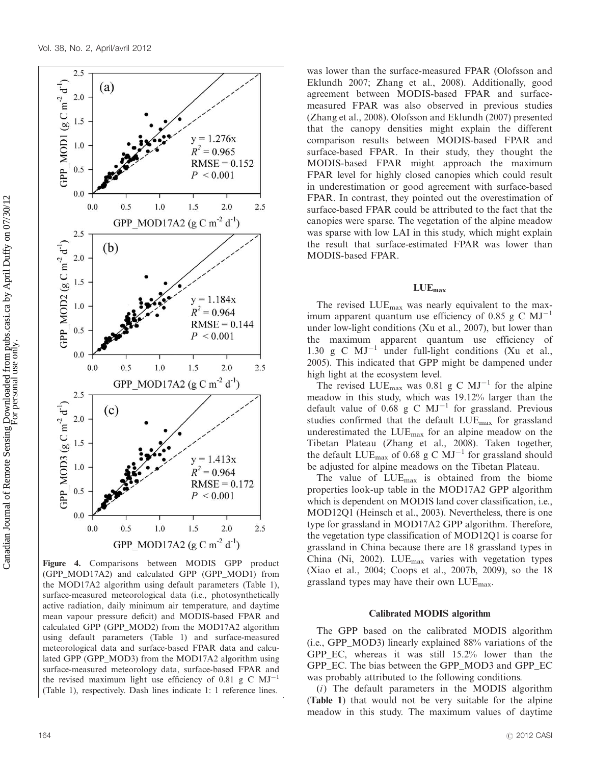**Figure 4.** Comparisons between MODIS GPP product (GPP_MOD17A2) and calculated GPP (GPP_MOD1) from the MOD17A2 algorithm using default parameters (Table 1), surface-measured meteorological data (i.e., photosynthetically active radiation, daily minimum air temperature, and daytime mean vapour pressure deficit) and MODIS-based FPAR and calculated GPP (GPP_MOD2) from the MOD17A2 algorithm using default parameters (Table 1) and surface-measured meteorological data and surface-based FPAR data and calculated GPP (GPP_MOD3) from the MOD17A2 algorithm using surface-measured meteorology data, surface-based FPAR and the revised maximum light use efficiency of 0.81 g C $MJ^{-1}$ (Table 1), respectively. Dash lines indicate 1: 1 reference lines.

was lower than the surface-measured FPAR (Olofsson and Eklundh 2007; Zhang et al., 2008). Additionally, good agreement between MODIS-based FPAR and surface-measured FPAR was also observed in previous studies (Zhang et al., 2008). Olofsson and Eklundh (2007) presented that the canopy densities might explain the different comparison results between MODIS-based FPAR and surface-based FPAR. In their study, they thought the MODIS-based FPAR might approach the maximum FPAR level for highly closed canopies which could result in underestimation or good agreement with surface-based FPAR. In contrast, they pointed out the overestimation of surface-based FPAR could be attributed to the fact that the canopies were sparse. The vegetation of the alpine meadow was sparse with low LAI in this study, which might explain the result that surface-estimated FPAR was lower than MODIS-based FPAR.

### $LUE_{max}$

The revised $LUE_{max}$ was nearly equivalent to the maximum apparent quantum use efficiency of 0.85 g C $MJ^{-1}$ under low-light conditions (Xu et al., 2007), but lower than the maximum apparent quantum use efficiency of 1.30 g C $MJ^{-1}$ under full-light conditions (Xu et al., 2005). This indicated that GPP might be dampened under high light at the ecosystem level.

The revised $LUE_{max}$ was 0.81 g C $MJ^{-1}$ for the alpine meadow in this study, which was 19.12% larger than the default value of 0.68 g C $MJ^{-1}$ for grassland. Previous studies confirmed that the default $LUE_{max}$ for grassland underestimated the $LUE_{max}$ for an alpine meadow on the Tibetan Plateau (Zhang et al., 2008). Taken together, the default $LUE_{max}$ of 0.68 g C $MJ^{-1}$ for grassland should be adjusted for alpine meadows on the Tibetan Plateau.

The value of $LUE_{max}$ is obtained from the biome properties look-up table in the MOD17A2 GPP algorithm which is dependent on MODIS land cover classification, i.e., MOD12Q1 (Heinsch et al., 2003). Nevertheless, there is one type for grassland in MOD17A2 GPP algorithm. Therefore, the vegetation type classification of MOD12Q1 is coarse for grassland in China because there are 18 grassland types in China (Ni, 2002). $LUE_{max}$ varies with vegetation types (Xiao et al., 2004; Coops et al., 2007b, 2009), so the 18 grassland types may have their own $LUE_{max}$.

### Calibrated MODIS algorithm

The GPP based on the calibrated MODIS algorithm (i.e., GPP_MOD3) linearly explained 88% variations of the GPP_EC, whereas it was still 15.2% lower than the GPP_EC. The bias between the GPP_MOD3 and GPP_EC was probably attributed to the following conditions.

(*i*) The default parameters in the MODIS algorithm (**Table 1**) that would not be very suitable for the alpine meadow in this study. The maximum values of daytime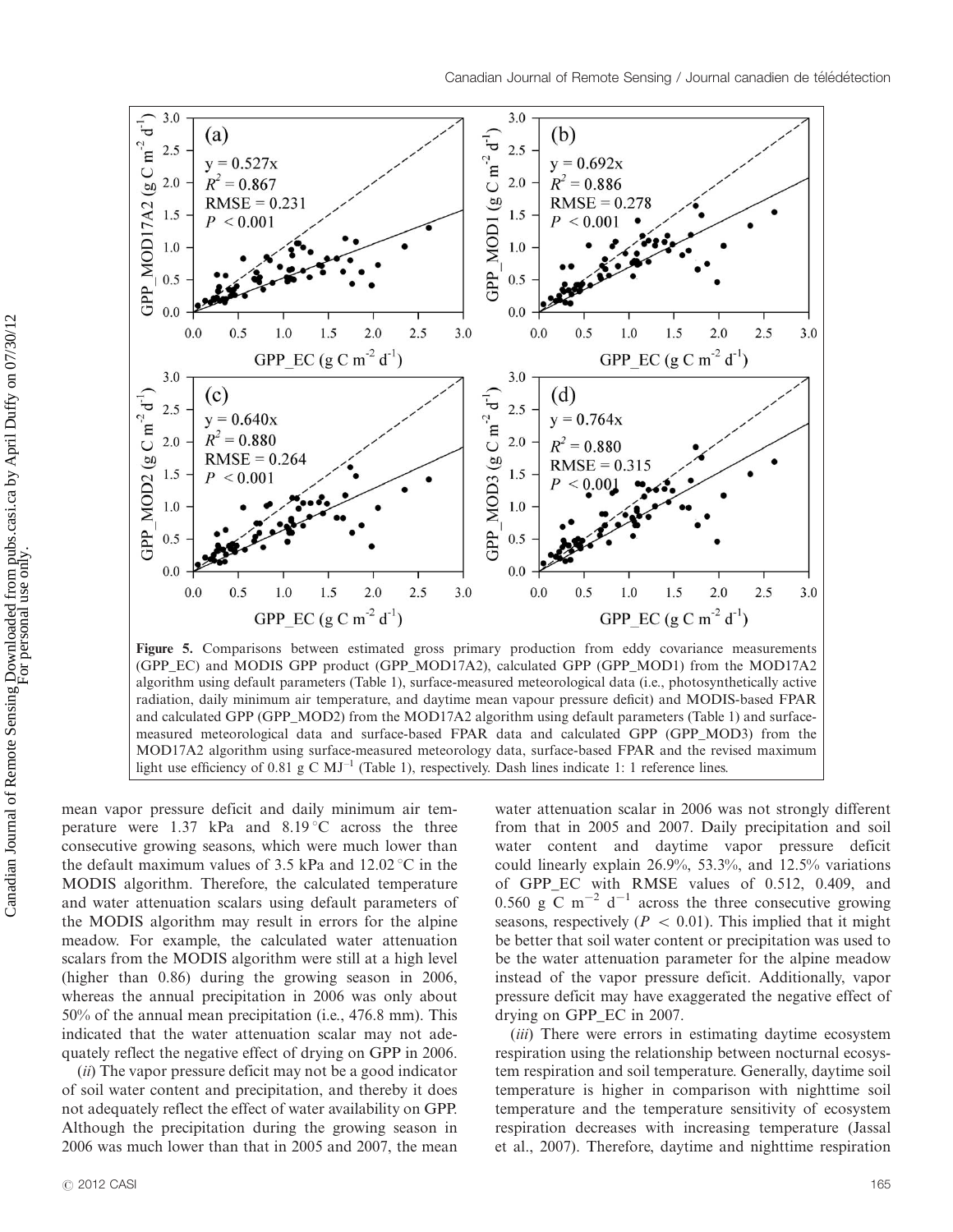**Figure 5.** Comparisons between estimated gross primary production from eddy covariance measurements (GPP_EC) and MODIS GPP product (GPP_MOD17A2), calculated GPP (GPP_MOD1) from the MOD17A2 algorithm using default parameters (Table 1), surface-measured meteorological data (i.e., photosynthetically active radiation, daily minimum air temperature, and daytime mean vapour pressure deficit) and MODIS-based FPAR and calculated GPP (GPP_MOD2) from the MOD17A2 algorithm using default parameters (Table 1) and surface-measured meteorological data and surface-based FPAR data and calculated GPP (GPP_MOD3) from the MOD17A2 algorithm using surface-measured meteorology data, surface-based FPAR and the revised maximum light use efficiency of 0.81 g C $MJ^{-1}$ (Table 1), respectively. Dash lines indicate 1: 1 reference lines.

mean vapor pressure deficit and daily minimum air temperature were 1.37 kPa and 8.19 °C across the three consecutive growing seasons, which were much lower than the default maximum values of 3.5 kPa and 12.02 °C in the MODIS algorithm. Therefore, the calculated temperature and water attenuation scalars using default parameters of the MODIS algorithm may result in errors for the alpine meadow. For example, the calculated water attenuation scalars from the MODIS algorithm were still at a high level (higher than 0.86) during the growing season in 2006, whereas the annual precipitation in 2006 was only about 50% of the annual mean precipitation (i.e., 476.8 mm). This indicated that the water attenuation scalar may not adequately reflect the negative effect of drying on GPP in 2006.

(*ii*) The vapor pressure deficit may not be a good indicator of soil water content and precipitation, and thereby it does not adequately reflect the effect of water availability on GPP. Although the precipitation during the growing season in 2006 was much lower than that in 2005 and 2007, the mean water attenuation scalar in 2006 was not strongly different from that in 2005 and 2007. Daily precipitation and soil water content and daytime vapor pressure deficit could linearly explain 26.9%, 53.3%, and 12.5% variations of GPP_EC with RMSE values of 0.512, 0.409, and 0.560 g C $m^{-2}$ $d^{-1}$ across the three consecutive growing seasons, respectively ($P < 0.01$). This implied that it might be better that soil water content or precipitation was used to be the water attenuation parameter for the alpine meadow instead of the vapor pressure deficit. Additionally, vapor pressure deficit may have exaggerated the negative effect of drying on GPP_EC in 2007.

(*iii*) There were errors in estimating daytime ecosystem respiration using the relationship between nocturnal ecosystem respiration and soil temperature. Generally, daytime soil temperature is higher in comparison with nighttime soil temperature and the temperature sensitivity of ecosystem respiration decreases with increasing temperature (Jassal et al., 2007). Therefore, daytime and nighttime respiration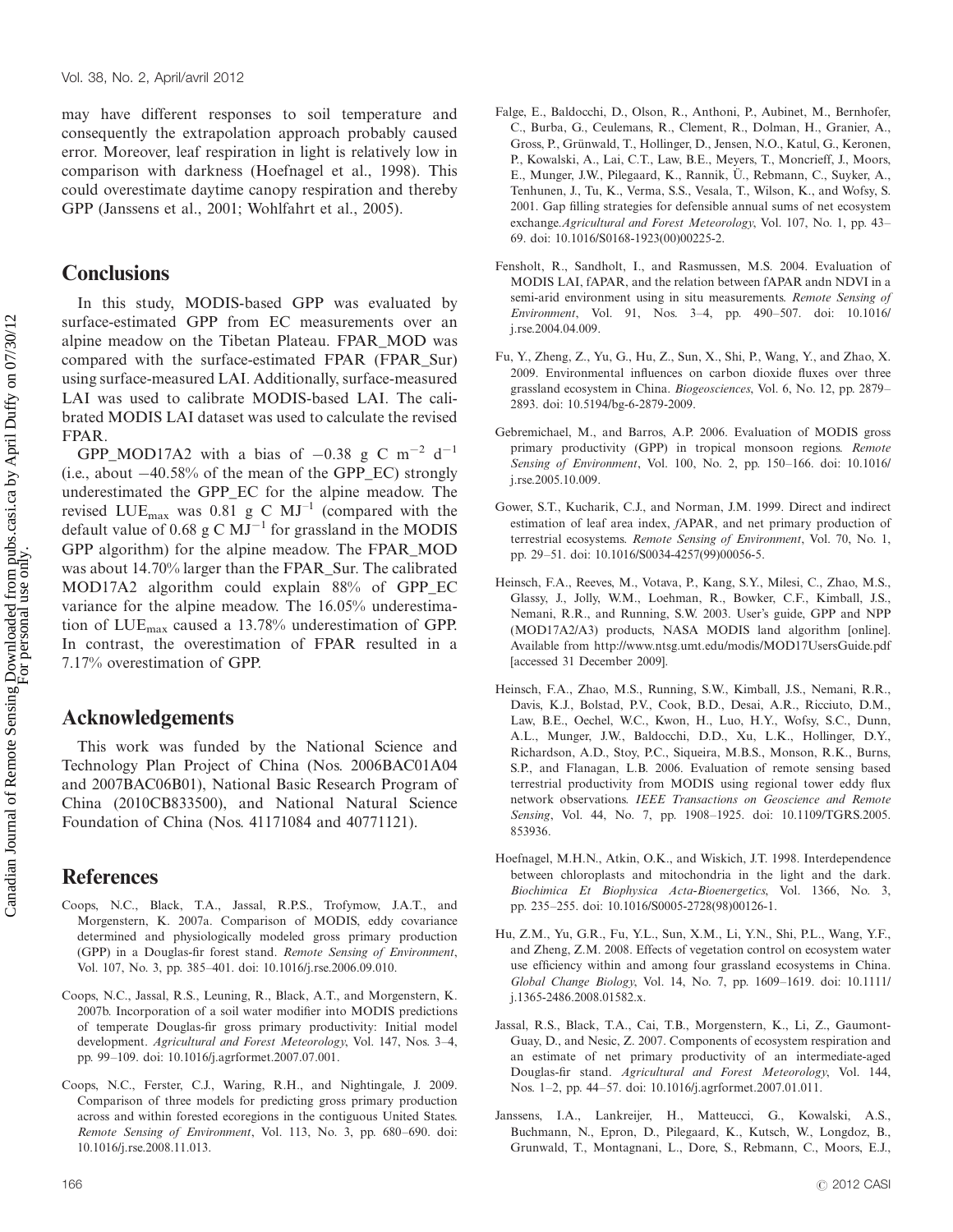may have different responses to soil temperature and consequently the extrapolation approach probably caused error. Moreover, leaf respiration in light is relatively low in comparison with darkness (Hoefnagel et al., 1998). This could overestimate daytime canopy respiration and thereby GPP (Janssens et al., 2001; Wohlfahrt et al., 2005).

## Conclusions

In this study, MODIS-based GPP was evaluated by surface-estimated GPP from EC measurements over an alpine meadow on the Tibetan Plateau. FPAR_MOD was compared with the surface-estimated FPAR (FPAR_Sur) using surface-measured LAI. Additionally, surface-measured LAI was used to calibrate MODIS-based LAI. The calibrated MODIS LAI dataset was used to calculate the revised FPAR.

GPP_MOD17A2 with a bias of $-0.38$ g C $m^{-2}$ $d^{-1}$ (i.e., about $-40.58$% of the mean of the GPP_EC) strongly underestimated the GPP_EC for the alpine meadow. The revised $LUE_{max}$ was 0.81 g C $MJ^{-1}$ (compared with the default value of 0.68 g C $MJ^{-1}$ for grassland in the MODIS GPP algorithm) for the alpine meadow. The FPAR_MOD was about 14.70% larger than the FPAR_Sur. The calibrated MOD17A2 algorithm could explain 88% of GPP_EC variance for the alpine meadow. The 16.05% underestimation of $LUE_{max}$ caused a 13.78% underestimation of GPP. In contrast, the overestimation of FPAR resulted in a 7.17% overestimation of GPP.

## Acknowledgements

This work was funded by the National Science and Technology Plan Project of China (Nos. 2006BAC01A04 and 2007BAC06B01), National Basic Research Program of China (2010CB833500), and National Natural Science Foundation of China (Nos. 41171084 and 40771121).

## References

Coops, N.C., Black, T.A., Jassal, R.P.S., Trofymow, J.A.T., and Morgenstern, K. 2007a. Comparison of MODIS, eddy covariance determined and physiologically modeled gross primary production (GPP) in a Douglas-fir forest stand. *Remote Sensing of Environment*, Vol. 107, No. 3, pp. 385–401. doi: 10.1016/j.rse.2006.09.010.

Coops, N.C., Jassal, R.S., Leuning, R., Black, A.T., and Morgenstern, K. 2007b. Incorporation of a soil water modifier into MODIS predictions of temperate Douglas-fir gross primary productivity: Initial model development. *Agricultural and Forest Meteorology*, Vol. 147, Nos. 3–4, pp. 99–109. doi: 10.1016/j.agrformet.2007.07.001.

Coops, N.C., Ferster, C.J., Waring, R.H., and Nightingale, J. 2009. Comparison of three models for predicting gross primary production across and within forested ecoregions in the contiguous United States. *Remote Sensing of Environment*, Vol. 113, No. 3, pp. 680–690. doi: 10.1016/j.rse.2008.11.013.

Falge, E., Baldocchi, D., Olson, R., Anthoni, P., Aubinet, M., Bernhofer, C., Burba, G., Ceulemans, R., Clement, R., Dolman, H., Granier, A., Gross, P., Grünwald, T., Hollinger, D., Jensen, N.O., Katul, G., Keronen, P., Kowalski, A., Lai, C.T., Law, B.E., Meyers, T., Moncrieff, J., Moors, E., Munger, J.W., Pilegaard, K., Rannik, Ü., Rebmann, C., Suyker, A., Tenhunen, J., Tu, K., Verma, S.S., Vesala, T., Wilson, K., and Wofsy, S. 2001. Gap filling strategies for defensible annual sums of net ecosystem exchange. *Agricultural and Forest Meteorology*, Vol. 107, No. 1, pp. 43–69. doi: 10.1016/S0168-1923(00)00225-2.

Fensholt, R., Sandholt, I., and Rasmussen, M.S. 2004. Evaluation of MODIS LAI, fAPAR, and the relation between fAPAR andn NDVI in a semi-arid environment using in situ measurements. *Remote Sensing of Environment*, Vol. 91, Nos. 3–4, pp. 490–507. doi: 10.1016/j.rse.2004.04.009.

Fu, Y., Zheng, Z., Yu, G., Hu, Z., Sun, X., Shi, P., Wang, Y., and Zhao, X. 2009. Environmental influences on carbon dioxide fluxes over three grassland ecosystem in China. *Biogeosciences*, Vol. 6, No. 12, pp. 2879–2893. doi: 10.5194/bg-6-2879-2009.

Gebremichael, M., and Barros, A.P. 2006. Evaluation of MODIS gross primary productivity (GPP) in tropical monsoon regions. *Remote Sensing of Environment*, Vol. 100, No. 2, pp. 150–166. doi: 10.1016/j.rse.2005.10.009.

Gower, S.T., Kucharik, C.J., and Norman, J.M. 1999. Direct and indirect estimation of leaf area index, *f*APAR, and net primary production of terrestrial ecosystems. *Remote Sensing of Environment*, Vol. 70, No. 1, pp. 29–51. doi: 10.1016/S0034-4257(99)00056-5.

Heinsch, F.A., Reeves, M., Votava, P., Kang, S.Y., Milesi, C., Zhao, M.S., Glassy, J., Jolly, W.M., Loehman, R., Bowker, C.F., Kimball, J.S., Nemani, R.R., and Running, S.W. 2003. User's guide, GPP and NPP (MOD17A2/A3) products, NASA MODIS land algorithm [online]. Available from http://www.ntsg.umt.edu/modis/MOD17UsersGuide.pdf [accessed 31 December 2009].

Heinsch, F.A., Zhao, M.S., Running, S.W., Kimball, J.S., Nemani, R.R., Davis, K.J., Bolstad, P.V., Cook, B.D., Desai, A.R., Ricciuto, D.M., Law, B.E., Oechel, W.C., Kwon, H., Luo, H.Y., Wofsy, S.C., Dunn, A.L., Munger, J.W., Baldocchi, D.D., Xu, L.K., Hollinger, D.Y., Richardson, A.D., Stoy, P.C., Siqueira, M.B.S., Monson, R.K., Burns, S.P., and Flanagan, L.B. 2006. Evaluation of remote sensing based terrestrial productivity from MODIS using regional tower eddy flux network observations. *IEEE Transactions on Geoscience and Remote Sensing*, Vol. 44, No. 7, pp. 1908–1925. doi: 10.1109/TGRS.2005.853936.

Hoefnagel, M.H.N., Atkin, O.K., and Wiskich, J.T. 1998. Interdependence between chloroplasts and mitochondria in the light and the dark. *Biochimica Et Biophysica Acta-Bioenergetics*, Vol. 1366, No. 3, pp. 235–255. doi: 10.1016/S0005-2728(98)00126-1.

Hu, Z.M., Yu, G.R., Fu, Y.L., Sun, X.M., Li, Y.N., Shi, P.L., Wang, Y.F., and Zheng, Z.M. 2008. Effects of vegetation control on ecosystem water use efficiency within and among four grassland ecosystems in China. *Global Change Biology*, Vol. 14, No. 7, pp. 1609–1619. doi: 10.1111/j.1365-2486.2008.01582.x.

Jassal, R.S., Black, T.A., Cai, T.B., Morgenstern, K., Li, Z., Gaumont-Guay, D., and Nesic, Z. 2007. Components of ecosystem respiration and an estimate of net primary productivity of an intermediate-aged Douglas-fir stand. *Agricultural and Forest Meteorology*, Vol. 144, Nos. 1–2, pp. 44–57. doi: 10.1016/j.agrformet.2007.01.011.

Janssens, I.A., Lankreijer, H., Matteucci, G., Kowalski, A.S., Buchmann, N., Epron, D., Pilegaard, K., Kutsch, W., Longdoz, B., Grunwald, T., Montagnani, L., Dore, S., Rebmann, C., Moors, E.J.,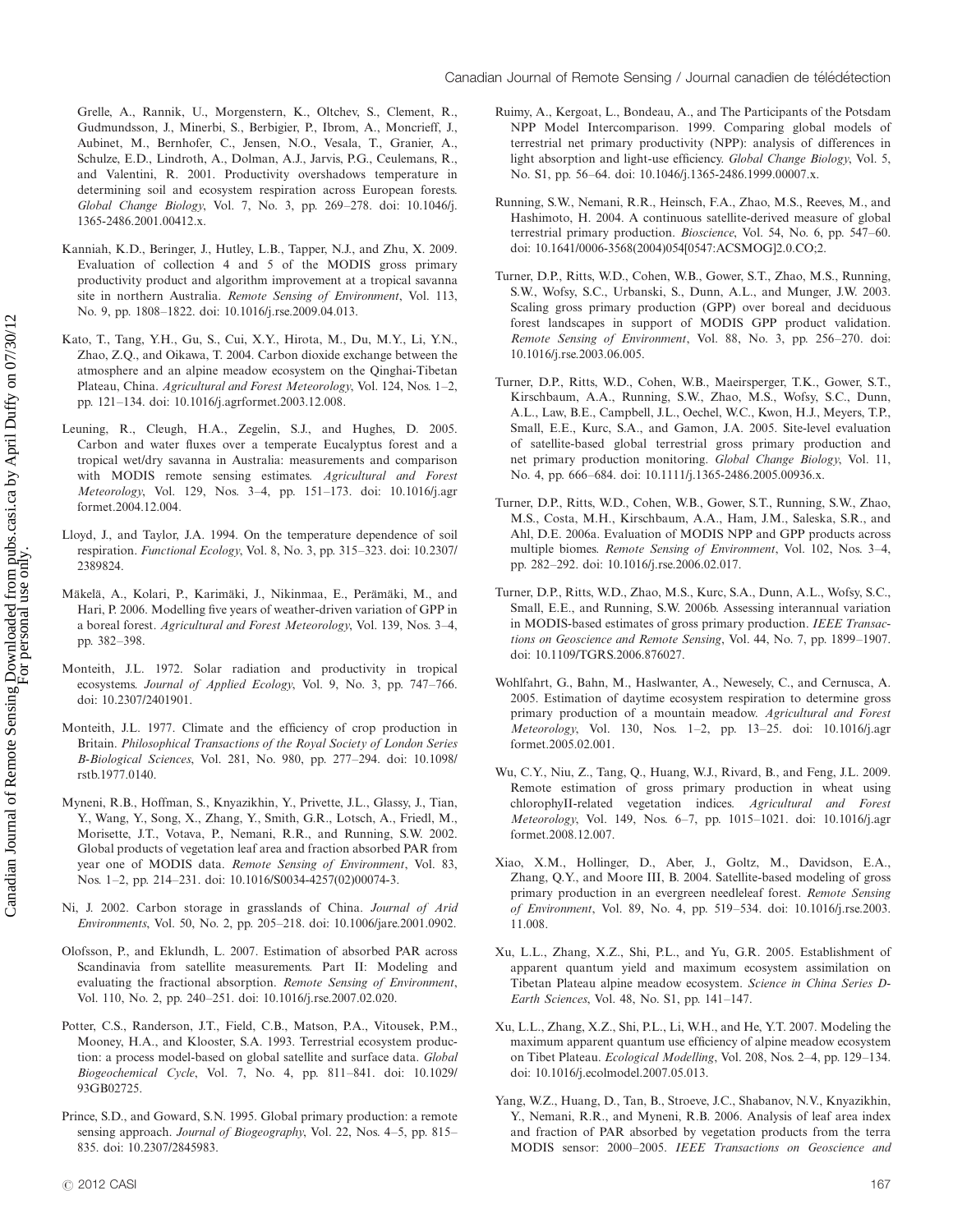Grelle, A., Rannik, U., Morgenstern, K., Oltchev, S., Clement, R., Gudmundsson, J., Minerbi, S., Berbigier, P., Ibrom, A., Moncrieff, J., Aubinet, M., Bernhofer, C., Jensen, N.O., Vesala, T., Granier, A., Schulze, E.D., Lindroth, A., Dolman, A.J., Jarvis, P.G., Ceulemans, R., and Valentini, R. 2001. Productivity overshadows temperature in determining soil and ecosystem respiration across European forests. *Global Change Biology*, Vol. 7, No. 3, pp. 269–278. doi: 10.1046/j.1365-2486.2001.00412.x.

Kanniah, K.D., Beringer, J., Hutley, L.B., Tapper, N.J., and Zhu, X. 2009. Evaluation of collection 4 and 5 of the MODIS gross primary productivity product and algorithm improvement at a tropical savanna site in northern Australia. *Remote Sensing of Environment*, Vol. 113, No. 9, pp. 1808–1822. doi: 10.1016/j.rse.2009.04.013.

Kato, T., Tang, Y.H., Gu, S., Cui, X.Y., Hirota, M., Du, M.Y., Li, Y.N., Zhao, Z.Q., and Oikawa, T. 2004. Carbon dioxide exchange between the atmosphere and an alpine meadow ecosystem on the Qinghai-Tibetan Plateau, China. *Agricultural and Forest Meteorology*, Vol. 124, Nos. 1–2, pp. 121–134. doi: 10.1016/j.agrformet.2003.12.008.

Leuning, R., Cleugh, H.A., Zegelin, S.J., and Hughes, D. 2005. Carbon and water fluxes over a temperate Eucalyptus forest and a tropical wet/dry savanna in Australia: measurements and comparison with MODIS remote sensing estimates. *Agricultural and Forest Meteorology*, Vol. 129, Nos. 3–4, pp. 151–173. doi: 10.1016/j.agrformet.2004.12.004.

Lloyd, J., and Taylor, J.A. 1994. On the temperature dependence of soil respiration. *Functional Ecology*, Vol. 8, No. 3, pp. 315–323. doi: 10.2307/2389824.

Mäkelä, A., Kolari, P., Karimäki, J., Nikinmaa, E., Perämäki, M., and Hari, P. 2006. Modelling five years of weather-driven variation of GPP in a boreal forest. *Agricultural and Forest Meteorology*, Vol. 139, Nos. 3–4, pp. 382–398.

Monteith, J.L. 1972. Solar radiation and productivity in tropical ecosystems. *Journal of Applied Ecology*, Vol. 9, No. 3, pp. 747–766. doi: 10.2307/2401901.

Monteith, J.L. 1977. Climate and the efficiency of crop production in Britain. *Philosophical Transactions of the Royal Society of London Series B-Biological Sciences*, Vol. 281, No. 980, pp. 277–294. doi: 10.1098/rstb.1977.0140.

Myneni, R.B., Hoffman, S., Knyazikhin, Y., Privette, J.L., Glassy, J., Tian, Y., Wang, Y., Song, X., Zhang, Y., Smith, G.R., Lotsch, A., Friedl, M., Morisette, J.T., Votava, P., Nemani, R.R., and Running, S.W. 2002. Global products of vegetation leaf area and fraction absorbed PAR from year one of MODIS data. *Remote Sensing of Environment*, Vol. 83, Nos. 1–2, pp. 214–231. doi: 10.1016/S0034-4257(02)00074-3.

Ni, J. 2002. Carbon storage in grasslands of China. *Journal of Arid Environments*, Vol. 50, No. 2, pp. 205–218. doi: 10.1006/jare.2001.0902.

Olofsson, P., and Eklundh, L. 2007. Estimation of absorbed PAR across Scandinavia from satellite measurements. Part II: Modeling and evaluating the fractional absorption. *Remote Sensing of Environment*, Vol. 110, No. 2, pp. 240–251. doi: 10.1016/j.rse.2007.02.020.

Potter, C.S., Randerson, J.T., Field, C.B., Matson, P.A., Vitousek, P.M., Mooney, H.A., and Klooster, S.A. 1993. Terrestrial ecosystem production: a process model-based on global satellite and surface data. *Global Biogeochemical Cycle*, Vol. 7, No. 4, pp. 811–841. doi: 10.1029/93GB02725.

Prince, S.D., and Goward, S.N. 1995. Global primary production: a remote sensing approach. *Journal of Biogeography*, Vol. 22, Nos. 4–5, pp. 815–835. doi: 10.2307/2845983.

Ruimy, A., Kergoat, L., Bondeau, A., and The Participants of the Potsdam NPP Model Intercomparison. 1999. Comparing global models of terrestrial net primary productivity (NPP): analysis of differences in light absorption and light-use efficiency. *Global Change Biology*, Vol. 5, No. S1, pp. 56–64. doi: 10.1046/j.1365-2486.1999.00007.x.

Running, S.W., Nemani, R.R., Heinsch, F.A., Zhao, M.S., Reeves, M., and Hashimoto, H. 2004. A continuous satellite-derived measure of global terrestrial primary production. *Bioscience*, Vol. 54, No. 6, pp. 547–60. doi: 10.1641/0006-3568(2004)054[0547:ACSMOG]2.0.CO;2.

Turner, D.P., Ritts, W.D., Cohen, W.B., Gower, S.T., Zhao, M.S., Running, S.W., Wofsy, S.C., Urbanski, S., Dunn, A.L., and Munger, J.W. 2003. Scaling gross primary production (GPP) over boreal and deciduous forest landscapes in support of MODIS GPP product validation. *Remote Sensing of Environment*, Vol. 88, No. 3, pp. 256–270. doi: 10.1016/j.rse.2003.06.005.

Turner, D.P., Ritts, W.D., Cohen, W.B., Maeirsperger, T.K., Gower, S.T., Kirschbaum, A.A., Running, S.W., Zhao, M.S., Wofsy, S.C., Dunn, A.L., Law, B.E., Campbell, J.L., Oechel, W.C., Kwon, H.J., Meyers, T.P., Small, E.E., Kurc, S.A., and Gamon, J.A. 2005. Site-level evaluation of satellite-based global terrestrial gross primary production and net primary production monitoring. *Global Change Biology*, Vol. 11, No. 4, pp. 666–684. doi: 10.1111/j.1365-2486.2005.00936.x.

Turner, D.P., Ritts, W.D., Cohen, W.B., Gower, S.T., Running, S.W., Zhao, M.S., Costa, M.H., Kirschbaum, A.A., Ham, J.M., Saleska, S.R., and Ahl, D.E. 2006a. Evaluation of MODIS NPP and GPP products across multiple biomes. *Remote Sensing of Environment*, Vol. 102, Nos. 3–4, pp. 282–292. doi: 10.1016/j.rse.2006.02.017.

Turner, D.P., Ritts, W.D., Zhao, M.S., Kurc, S.A., Dunn, A.L., Wofsy, S.C., Small, E.E., and Running, S.W. 2006b. Assessing interannual variation in MODIS-based estimates of gross primary production. *IEEE Transactions on Geoscience and Remote Sensing*, Vol. 44, No. 7, pp. 1899–1907. doi: 10.1109/TGRS.2006.876027.

Wohlfahrt, G., Bahn, M., Haslwanter, A., Newesely, C., and Cernusca, A. 2005. Estimation of daytime ecosystem respiration to determine gross primary production of a mountain meadow. *Agricultural and Forest Meteorology*, Vol. 130, Nos. 1–2, pp. 13–25. doi: 10.1016/j.agrformet.2005.02.001.

Wu, C.Y., Niu, Z., Tang, Q., Huang, W.J., Rivard, B., and Feng, J.L. 2009. Remote estimation of gross primary production in wheat using chlorophyII-related vegetation indices. *Agricultural and Forest Meteorology*, Vol. 149, Nos. 6–7, pp. 1015–1021. doi: 10.1016/j.agrformet.2008.12.007.

Xiao, X.M., Hollinger, D., Aber, J., Goltz, M., Davidson, E.A., Zhang, Q.Y., and Moore III, B. 2004. Satellite-based modeling of gross primary production in an evergreen needleleaf forest. *Remote Sensing of Environment*, Vol. 89, No. 4, pp. 519–534. doi: 10.1016/j.rse.2003.11.008.

Xu, L.L., Zhang, X.Z., Shi, P.L., and Yu, G.R. 2005. Establishment of apparent quantum yield and maximum ecosystem assimilation on Tibetan Plateau alpine meadow ecosystem. *Science in China Series D-Earth Sciences*, Vol. 48, No. S1, pp. 141–147.

Xu, L.L., Zhang, X.Z., Shi, P.L., Li, W.H., and He, Y.T. 2007. Modeling the maximum apparent quantum use efficiency of alpine meadow ecosystem on Tibet Plateau. *Ecological Modelling*, Vol. 208, Nos. 2–4, pp. 129–134. doi: 10.1016/j.ecolmodel.2007.05.013.

Yang, W.Z., Huang, D., Tan, B., Stroeve, J.C., Shabanov, N.V., Knyazikhin, Y., Nemani, R.R., and Myneni, R.B. 2006. Analysis of leaf area index and fraction of PAR absorbed by vegetation products from the terra MODIS sensor: 2000–2005. *IEEE Transactions on Geoscience and*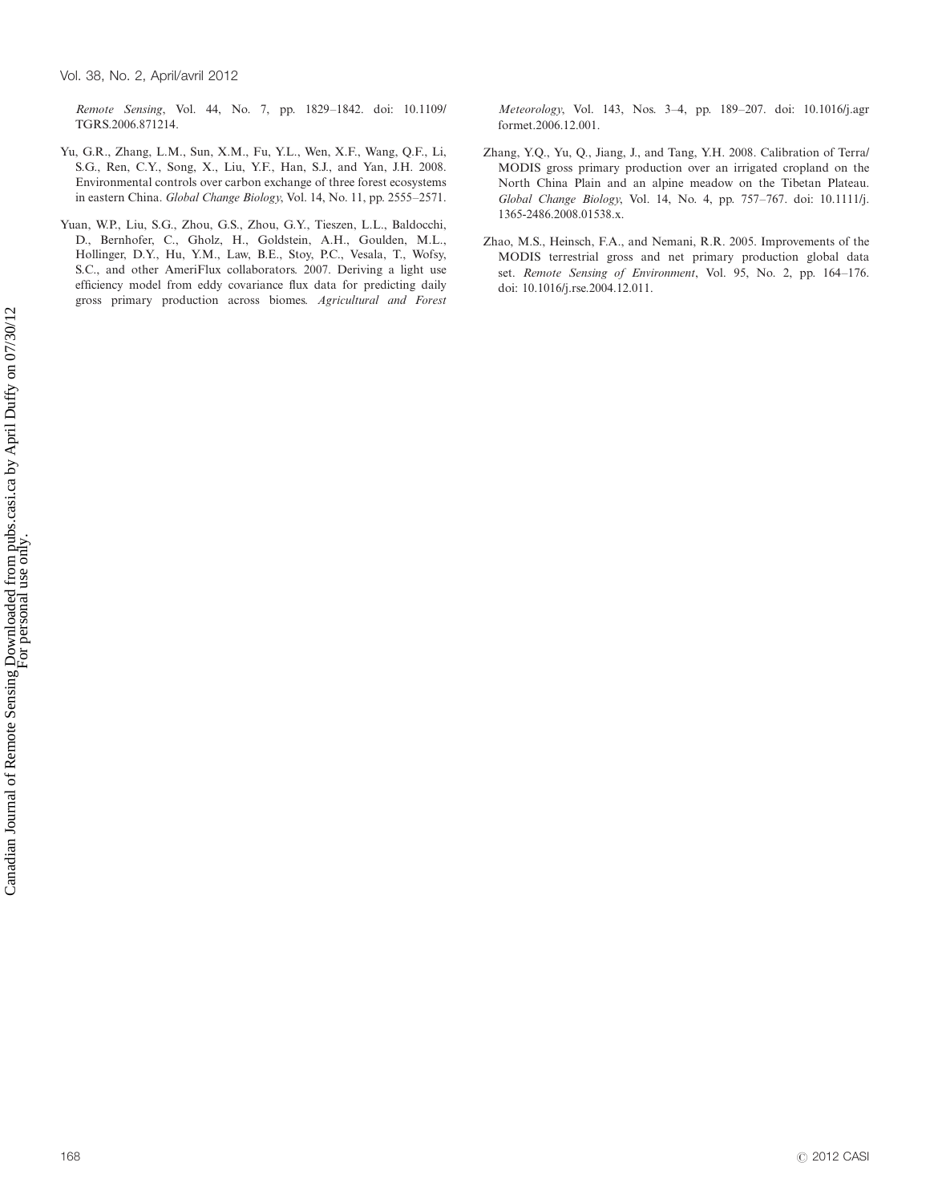*Remote Sensing*, Vol. 44, No. 7, pp. 1829–1842. doi: 10.1109/TGRS.2006.871214.

Yu, G.R., Zhang, L.M., Sun, X.M., Fu, Y.L., Wen, X.F., Wang, Q.F., Li, S.G., Ren, C.Y., Song, X., Liu, Y.F., Han, S.J., and Yan, J.H. 2008. Environmental controls over carbon exchange of three forest ecosystems in eastern China. *Global Change Biology*, Vol. 14, No. 11, pp. 2555–2571.

Yuan, W.P., Liu, S.G., Zhou, G.S., Zhou, G.Y., Tieszen, L.L., Baldocchi, D., Bernhofer, C., Gholz, H., Goldstein, A.H., Goulden, M.L., Hollinger, D.Y., Hu, Y.M., Law, B.E., Stoy, P.C., Vesala, T., Wofsy, S.C., and other AmeriFlux collaborators. 2007. Deriving a light use efficiency model from eddy covariance flux data for predicting daily gross primary production across biomes. *Agricultural and Forest Meteorology*, Vol. 143, Nos. 3–4, pp. 189–207. doi: 10.1016/j.agrformet.2006.12.001.

Zhang, Y.Q., Yu, Q., Jiang, J., and Tang, Y.H. 2008. Calibration of Terra/MODIS gross primary production over an irrigated cropland on the North China Plain and an alpine meadow on the Tibetan Plateau. *Global Change Biology*, Vol. 14, No. 4, pp. 757–767. doi: 10.1111/j.1365-2486.2008.01538.x.

Zhao, M.S., Heinsch, F.A., and Nemani, R.R. 2005. Improvements of the MODIS terrestrial gross and net primary production global data set. *Remote Sensing of Environment*, Vol. 95, No. 2, pp. 164–176. doi: 10.1016/j.rse.2004.12.011.